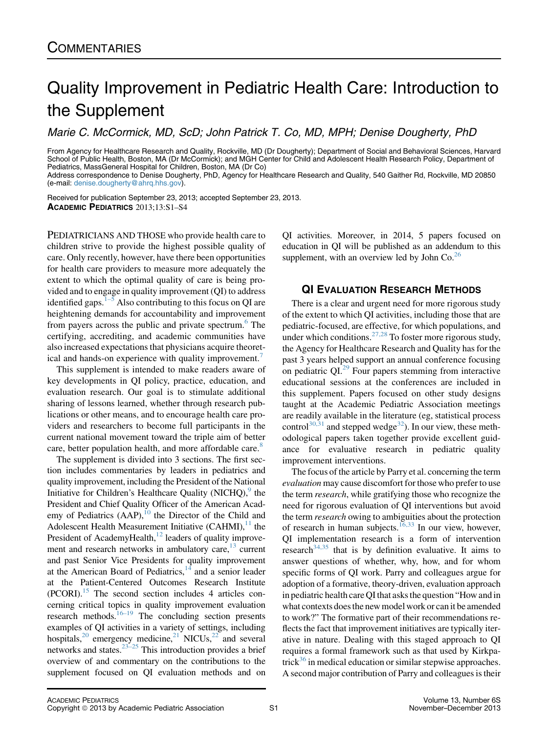COMMENTARIES

# Quality Improvement in Pediatric Health Care: Introduction to the Supplement

*Marie C. McCormick, MD, ScD; John Patrick T. Co, MD, MPH; Denise Dougherty, PhD*

From Agency for Healthcare Research and Quality, Rockville, MD (Dr Dougherty); Department of Social and Behavioral Sciences, Harvard School of Public Health, Boston, MA (Dr McCormick); and MGH Center for Child and Adolescent Health Research Policy, Department of Pediatrics, MassGeneral Hospital for Children, Boston, MA (Dr Co)
Address correspondence to Denise Dougherty, PhD, Agency for Healthcare Research and Quality, 540 Gaither Rd, Rockville, MD 20850 (e-mail: denise.dougherty@ahrq.hhs.gov).

Received for publication September 23, 2013; accepted September 23, 2013.
ACADEMIC PEDIATRICS 2013;13:S1–S4

PEDIATRICIANS AND THOSE who provide health care to children strive to provide the highest possible quality of care. Only recently, however, have there been opportunities for health care providers to measure more adequately the extent to which the optimal quality of care is being provided and to engage in quality improvement (QI) to address identified gaps.[1–5] Also contributing to this focus on QI are heightening demands for accountability and improvement from payers across the public and private spectrum.[6] The certifying, accrediting, and academic communities have also increased expectations that physicians acquire theoretical and hands-on experience with quality improvement.[7]

This supplement is intended to make readers aware of key developments in QI policy, practice, education, and evaluation research. Our goal is to stimulate additional sharing of lessons learned, whether through research publications or other means, and to encourage health care providers and researchers to become full participants in the current national movement toward the triple aim of better care, better population health, and more affordable care.[8]

The supplement is divided into 3 sections. The first section includes commentaries by leaders in pediatrics and quality improvement, including the President of the National Initiative for Children's Healthcare Quality (NICHQ),[9] the President and Chief Quality Officer of the American Academy of Pediatrics (AAP),[10] the Director of the Child and Adolescent Health Measurement Initiative (CAHMI),[11] the President of AcademyHealth,[12] leaders of quality improvement and research networks in ambulatory care,[13] current and past Senior Vice Presidents for quality improvement at the American Board of Pediatrics,[14] and a senior leader at the Patient-Centered Outcomes Research Institute (PCORI).[15] The second section includes 4 articles concerning critical topics in quality improvement evaluation research methods.[16–19] The concluding section presents examples of QI activities in a variety of settings, including hospitals,[20] emergency medicine,[21] NICUs,[22] and several networks and states.[23–25] This introduction provides a brief overview of and commentary on the contributions to the supplement focused on QI evaluation methods and on QI activities. Moreover, in 2014, 5 papers focused on education in QI will be published as an addendum to this supplement, with an overview led by John Co.[26]

## QI EVALUATION RESEARCH METHODS

There is a clear and urgent need for more rigorous study of the extent to which QI activities, including those that are pediatric-focused, are effective, for which populations, and under which conditions.[27,28] To foster more rigorous study, the Agency for Healthcare Research and Quality has for the past 3 years helped support an annual conference focusing on pediatric QI.[29] Four papers stemming from interactive educational sessions at the conferences are included in this supplement. Papers focused on other study designs taught at the Academic Pediatric Association meetings are readily available in the literature (eg, statistical process control[30,31] and stepped wedge[32]). In our view, these methodological papers taken together provide excellent guidance for evaluative research in pediatric quality improvement interventions.

The focus of the article by Parry et al. concerning the term *evaluation* may cause discomfort for those who prefer to use the term *research*, while gratifying those who recognize the need for rigorous evaluation of QI interventions but avoid the term *research* owing to ambiguities about the protection of research in human subjects.[16,33] In our view, however, QI implementation research is a form of intervention research[34,35] that is by definition evaluative. It aims to answer questions of whether, why, how, and for whom specific forms of QI work. Parry and colleagues argue for adoption of a formative, theory-driven, evaluation approach in pediatric health care QI that asks the question "How and in what contexts does the new model work or can it be amended to work?" The formative part of their recommendations reflects the fact that improvement initiatives are typically iterative in nature. Dealing with this staged approach to QI requires a formal framework such as that used by Kirkpatrick[36] in medical education or similar stepwise approaches. A second major contribution of Parry and colleagues is their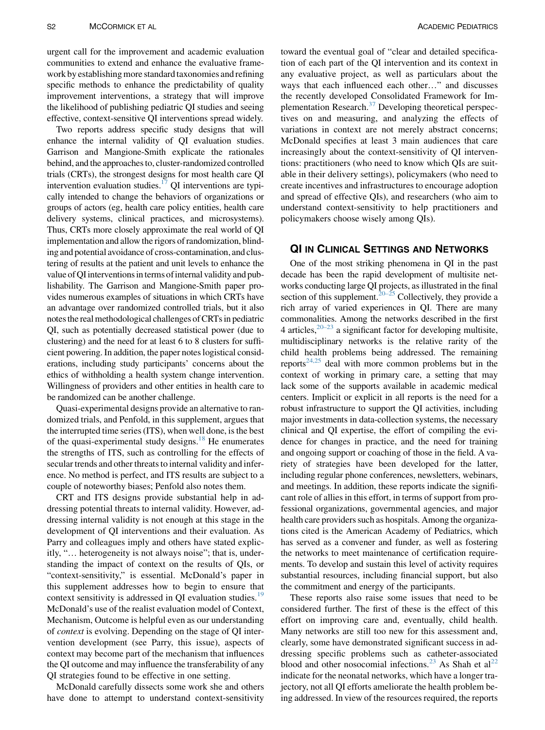urgent call for the improvement and academic evaluation communities to extend and enhance the evaluative framework by establishing more standard taxonomies and refining specific methods to enhance the predictability of quality improvement interventions, a strategy that will improve the likelihood of publishing pediatric QI studies and seeing effective, context-sensitive QI interventions spread widely.

Two reports address specific study designs that will enhance the internal validity of QI evaluation studies. Garrison and Mangione-Smith explicate the rationales behind, and the approaches to, cluster-randomized controlled trials (CRTs), the strongest designs for most health care QI intervention evaluation studies.[17] QI interventions are typically intended to change the behaviors of organizations or groups of actors (eg, health care policy entities, health care delivery systems, clinical practices, and microsystems). Thus, CRTs more closely approximate the real world of QI implementation and allow the rigors of randomization, blinding and potential avoidance of cross-contamination, and clustering of results at the patient and unit levels to enhance the value of QI interventions in terms of internal validity and publishability. The Garrison and Mangione-Smith paper provides numerous examples of situations in which CRTs have an advantage over randomized controlled trials, but it also notes the real methodological challenges of CRTs in pediatric QI, such as potentially decreased statistical power (due to clustering) and the need for at least 6 to 8 clusters for sufficient powering. In addition, the paper notes logistical considerations, including study participants' concerns about the ethics of withholding a health system change intervention. Willingness of providers and other entities in health care to be randomized can be another challenge.

Quasi-experimental designs provide an alternative to randomized trials, and Penfold, in this supplement, argues that the interrupted time series (ITS), when well done, is the best of the quasi-experimental study designs.[18] He enumerates the strengths of ITS, such as controlling for the effects of secular trends and other threats to internal validity and inference. No method is perfect, and ITS results are subject to a couple of noteworthy biases; Penfold also notes them.

CRT and ITS designs provide substantial help in addressing potential threats to internal validity. However, addressing internal validity is not enough at this stage in the development of QI interventions and their evaluation. As Parry and colleagues imply and others have stated explicitly, "… heterogeneity is not always noise"; that is, understanding the impact of context on the results of QIs, or "context-sensitivity," is essential. McDonald's paper in this supplement addresses how to begin to ensure that context sensitivity is addressed in QI evaluation studies.[19] McDonald's use of the realist evaluation model of Context, Mechanism, Outcome is helpful even as our understanding of *context* is evolving. Depending on the stage of QI intervention development (see Parry, this issue), aspects of context may become part of the mechanism that influences the QI outcome and may influence the transferability of any QI strategies found to be effective in one setting.

McDonald carefully dissects some work she and others have done to attempt to understand context-sensitivity toward the eventual goal of "clear and detailed specification of each part of the QI intervention and its context in any evaluative project, as well as particulars about the ways that each influenced each other…" and discusses the recently developed Consolidated Framework for Implementation Research.[37] Developing theoretical perspectives on and measuring, and analyzing the effects of variations in context are not merely abstract concerns; McDonald specifies at least 3 main audiences that care increasingly about the context-sensitivity of QI interventions: practitioners (who need to know which QIs are suitable in their delivery settings), policymakers (who need to create incentives and infrastructures to encourage adoption and spread of effective QIs), and researchers (who aim to understand context-sensitivity to help practitioners and policymakers choose wisely among QIs).

## QI in Clinical Settings and Networks

One of the most striking phenomena in QI in the past decade has been the rapid development of multisite networks conducting large QI projects, as illustrated in the final section of this supplement.[20–25] Collectively, they provide a rich array of varied experiences in QI. There are many commonalities. Among the networks described in the first 4 articles,[20–23] a significant factor for developing multisite, multidisciplinary networks is the relative rarity of the child health problems being addressed. The remaining reports[24,25] deal with more common problems but in the context of working in primary care, a setting that may lack some of the supports available in academic medical centers. Implicit or explicit in all reports is the need for a robust infrastructure to support the QI activities, including major investments in data-collection systems, the necessary clinical and QI expertise, the effort of compiling the evidence for changes in practice, and the need for training and ongoing support or coaching of those in the field. A variety of strategies have been developed for the latter, including regular phone conferences, newsletters, webinars, and meetings. In addition, these reports indicate the significant role of allies in this effort, in terms of support from professional organizations, governmental agencies, and major health care providers such as hospitals. Among the organizations cited is the American Academy of Pediatrics, which has served as a convener and funder, as well as fostering the networks to meet maintenance of certification requirements. To develop and sustain this level of activity requires substantial resources, including financial support, but also the commitment and energy of the participants.

These reports also raise some issues that need to be considered further. The first of these is the effect of this effort on improving care and, eventually, child health. Many networks are still too new for this assessment and, clearly, some have demonstrated significant success in addressing specific problems such as catheter-associated blood and other nosocomial infections.[23] As Shah et al[22] indicate for the neonatal networks, which have a longer trajectory, not all QI efforts ameliorate the health problem being addressed. In view of the resources required, the reports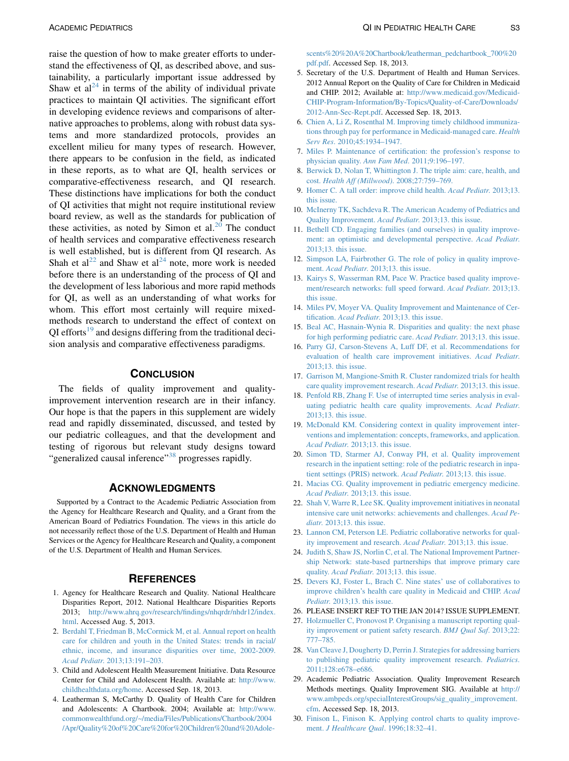raise the question of how to make greater efforts to understand the effectiveness of QI, as described above, and sustainability, a particularly important issue addressed by Shaw et al[24] in terms of the ability of individual private practices to maintain QI activities. The significant effort in developing evidence reviews and comparisons of alternative approaches to problems, along with robust data systems and more standardized protocols, provides an excellent milieu for many types of research. However, there appears to be confusion in the field, as indicated in these reports, as to what are QI, health services or comparative-effectiveness research, and QI research. These distinctions have implications for both the conduct of QI activities that might not require institutional review board review, as well as the standards for publication of these activities, as noted by Simon et al.[20] The conduct of health services and comparative effectiveness research is well established, but is different from QI research. As Shah et al[22] and Shaw et al[24] note, more work is needed before there is an understanding of the process of QI and the development of less laborious and more rapid methods for QI, as well as an understanding of what works for whom. This effort most certainly will require mixed-methods research to understand the effect of context on QI efforts[19] and designs differing from the traditional decision analysis and comparative effectiveness paradigms.

## Conclusion

The fields of quality improvement and quality-improvement intervention research are in their infancy. Our hope is that the papers in this supplement are widely read and rapidly disseminated, discussed, and tested by our pediatric colleagues, and that the development and testing of rigorous but relevant study designs toward "generalized causal inference"[38] progresses rapidly.

## Acknowledgments

Supported by a Contract to the Academic Pediatric Association from the Agency for Healthcare Research and Quality, and a Grant from the American Board of Pediatrics Foundation. The views in this article do not necessarily reflect those of the U.S. Department of Health and Human Services or the Agency for Healthcare Research and Quality, a component of the U.S. Department of Health and Human Services.

## References

1. Agency for Healthcare Research and Quality. National Healthcare Disparities Report, 2012. National Healthcare Disparities Reports 2013; http://www.ahrq.gov/research/findings/nhqrdr/nhdr12/index.html. Accessed Aug. 5, 2013.
2. Berdahl T, Friedman B, McCormick M, et al. Annual report on health care for children and youth in the United States: trends in racial/ethnic, income, and insurance disparities over time, 2002-2009. *Acad Pediatr*. 2013;13:191–203.
3. Child and Adolescent Health Measurement Initiative. Data Resource Center for Child and Adolescent Health. Available at: http://www.childhealthdata.org/home. Accessed Sep. 18, 2013.
4. Leatherman S, McCarthy D. Quality of Health Care for Children and Adolescents: A Chartbook. 2004; Available at: http://www.commonwealthfund.org/~/media/Files/Publications/Chartbook/2004/Apr/Quality%20of%20Care%20for%20Children%20and%20Adolescents%20%20A%20Chartbook/leatherman_pedchartbook_700%20pdf.pdf. Accessed Sep. 18, 2013.
5. Secretary of the U.S. Department of Health and Human Services. 2012 Annual Report on the Quality of Care for Children in Medicaid and CHIP. 2012; Available at: http://www.medicaid.gov/Medicaid-CHIP-Program-Information/By-Topics/Quality-of-Care/Downloads/2012-Ann-Sec-Rept.pdf. Accessed Sep. 18, 2013.
6. Chien A, Li Z, Rosenthal M. Improving timely childhood immunizations through pay for performance in Medicaid-managed care. *Health Serv Res*. 2010;45:1934–1947.
7. Miles P. Maintenance of certification: the profession's response to physician quality. *Ann Fam Med*. 2011;9:196–197.
8. Berwick D, Nolan T, Whittington J. The triple aim: care, health, and cost. *Health Aff (Millwood)*. 2008;27:759–769.
9. Homer C. A tall order: improve child health. *Acad Pediatr*. 2013;13. this issue.
10. McInerny TK, Sachdeva R. The American Academy of Pediatrics and Quality Improvement. *Acad Pediatr*. 2013;13. this issue.
11. Bethell CD. Engaging families (and ourselves) in quality improvement: an optimistic and developmental perspective. *Acad Pediatr*. 2013;13. this issue.
12. Simpson LA, Fairbrother G. The role of policy in quality improvement. *Acad Pediatr*. 2013;13. this issue.
13. Kairys S, Wasserman RM, Pace W. Practice based quality improvement/research networks: full speed forward. *Acad Pediatr*. 2013;13. this issue.
14. Miles PV, Moyer VA. Quality Improvement and Maintenance of Certification. *Acad Pediatr*. 2013;13. this issue.
15. Beal AC, Hasnain-Wynia R. Disparities and quality: the next phase for high performing pediatric care. *Acad Pediatr*. 2013;13. this issue.
16. Parry GJ, Carson-Stevens A, Luff DF, et al. Recommendations for evaluation of health care improvement initiatives. *Acad Pediatr*. 2013;13. this issue.
17. Garrison M, Mangione-Smith R. Cluster randomized trials for health care quality improvement research. *Acad Pediatr*. 2013;13. this issue.
18. Penfold RB, Zhang F. Use of interrupted time series analysis in evaluating pediatric health care quality improvements. *Acad Pediatr*. 2013;13. this issue.
19. McDonald KM. Considering context in quality improvement interventions and implementation: concepts, frameworks, and application. *Acad Pediatr*. 2013;13. this issue.
20. Simon TD, Starmer AJ, Conway PH, et al. Quality improvement research in the inpatient setting: role of the pediatric research in inpatient settings (PRIS) network. *Acad Pediatr*. 2013;13. this issue.
21. Macias CG. Quality improvement in pediatric emergency medicine. *Acad Pediatr*. 2013;13. this issue.
22. Shah V, Warre R, Lee SK. Quality improvement initiatives in neonatal intensive care unit networks: achievements and challenges. *Acad Pediatr*. 2013;13. this issue.
23. Lannon CM, Peterson LE. Pediatric collaborative networks for quality improvement and research. *Acad Pediatr*. 2013;13. this issue.
24. Judith S, Shaw JS, Norlin C, et al. The National Improvement Partnership Network: state-based partnerships that improve primary care quality. *Acad Pediatr*. 2013;13. this issue.
25. Devers KJ, Foster L, Brach C. Nine states' use of collaboratives to improve children's health care quality in Medicaid and CHIP. *Acad Pediatr*. 2013;13. this issue.
26. PLEASE INSERT REF TO THE JAN 2014? ISSUE SUPPLEMENT.
27. Holzmueller C, Pronovost P. Organising a manuscript reporting quality improvement or patient safety research. *BMJ Qual Saf*. 2013;22:777–785.
28. Van Cleave J, Dougherty D, Perrin J. Strategies for addressing barriers to publishing pediatric quality improvement research. *Pediatrics*. 2011;128:e678–e686.
29. Academic Pediatric Association. Quality Improvement Research Methods meetings. Quality Improvement SIG. Available at http://www.ambpeds.org/specialInterestGroups/sig_quality_improvement.cfm. Accessed Sep. 18, 2013.
30. Finison L, Finison K. Applying control charts to quality improvement. *J Healthcare Qual*. 1996;18:32–41.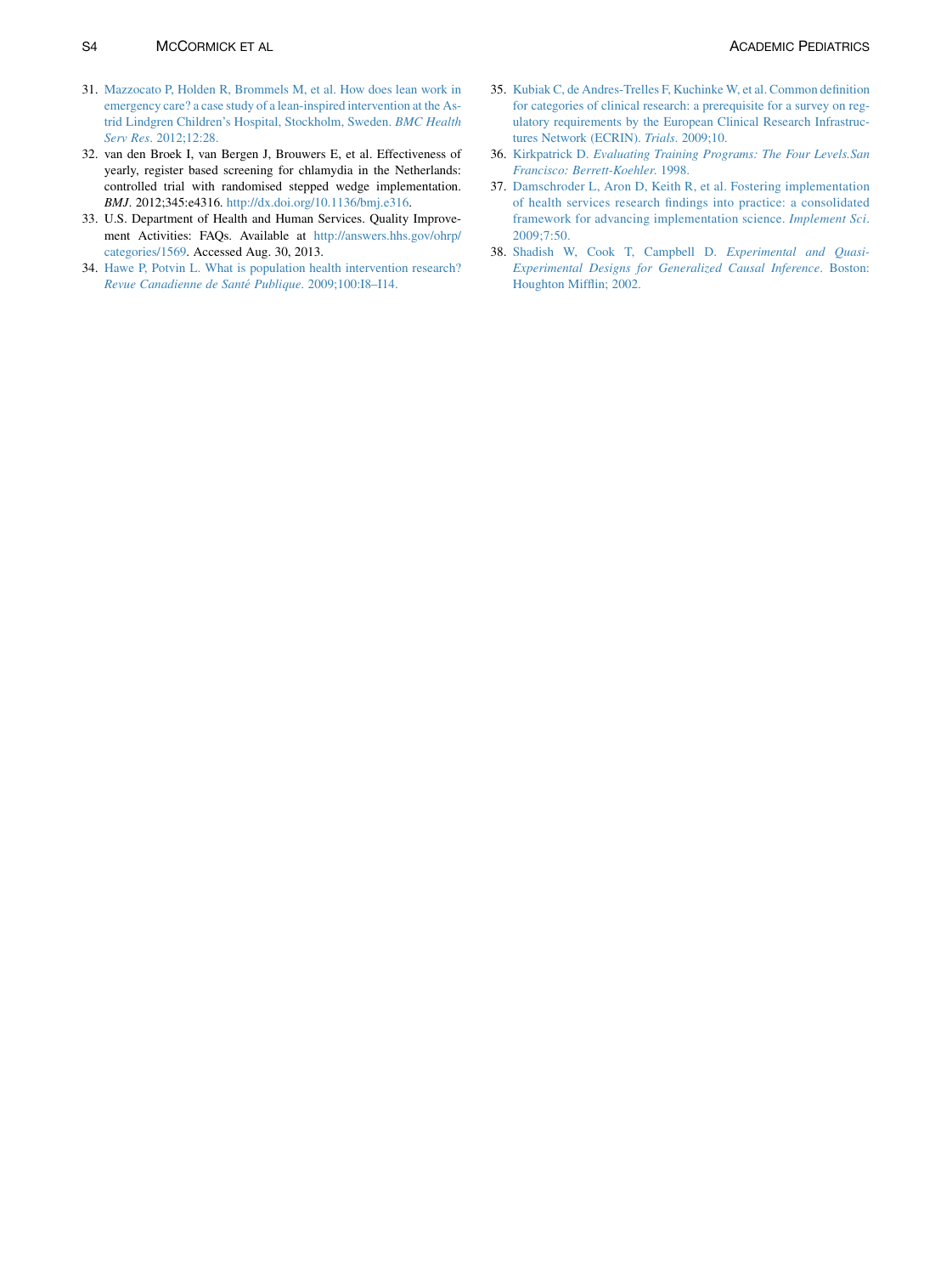31. Mazzocato P, Holden R, Brommels M, et al. How does lean work in emergency care? a case study of a lean-inspired intervention at the Astrid Lindgren Children's Hospital, Stockholm, Sweden. *BMC Health Serv Res*. 2012;12:28.
32. van den Broek I, van Bergen J, Brouwers E, et al. Effectiveness of yearly, register based screening for chlamydia in the Netherlands: controlled trial with randomised stepped wedge implementation. *BMJ*. 2012;345:e4316. http://dx.doi.org/10.1136/bmj.e316.
33. U.S. Department of Health and Human Services. Quality Improvement Activities: FAQs. Available at http://answers.hhs.gov/ohrp/categories/1569. Accessed Aug. 30, 2013.
34. Hawe P, Potvin L. What is population health intervention research? *Revue Canadienne de Santé Publique*. 2009;100:I8–I14.
35. Kubiak C, de Andres-Trelles F, Kuchinke W, et al. Common definition for categories of clinical research: a prerequisite for a survey on regulatory requirements by the European Clinical Research Infrastructures Network (ECRIN). *Trials*. 2009;10.
36. Kirkpatrick D. *Evaluating Training Programs: The Four Levels.San Francisco: Berrett-Koehler*. 1998.
37. Damschroder L, Aron D, Keith R, et al. Fostering implementation of health services research findings into practice: a consolidated framework for advancing implementation science. *Implement Sci*. 2009;7:50.
38. Shadish W, Cook T, Campbell D. *Experimental and Quasi-Experimental Designs for Generalized Causal Inference*. Boston: Houghton Mifflin; 2002.